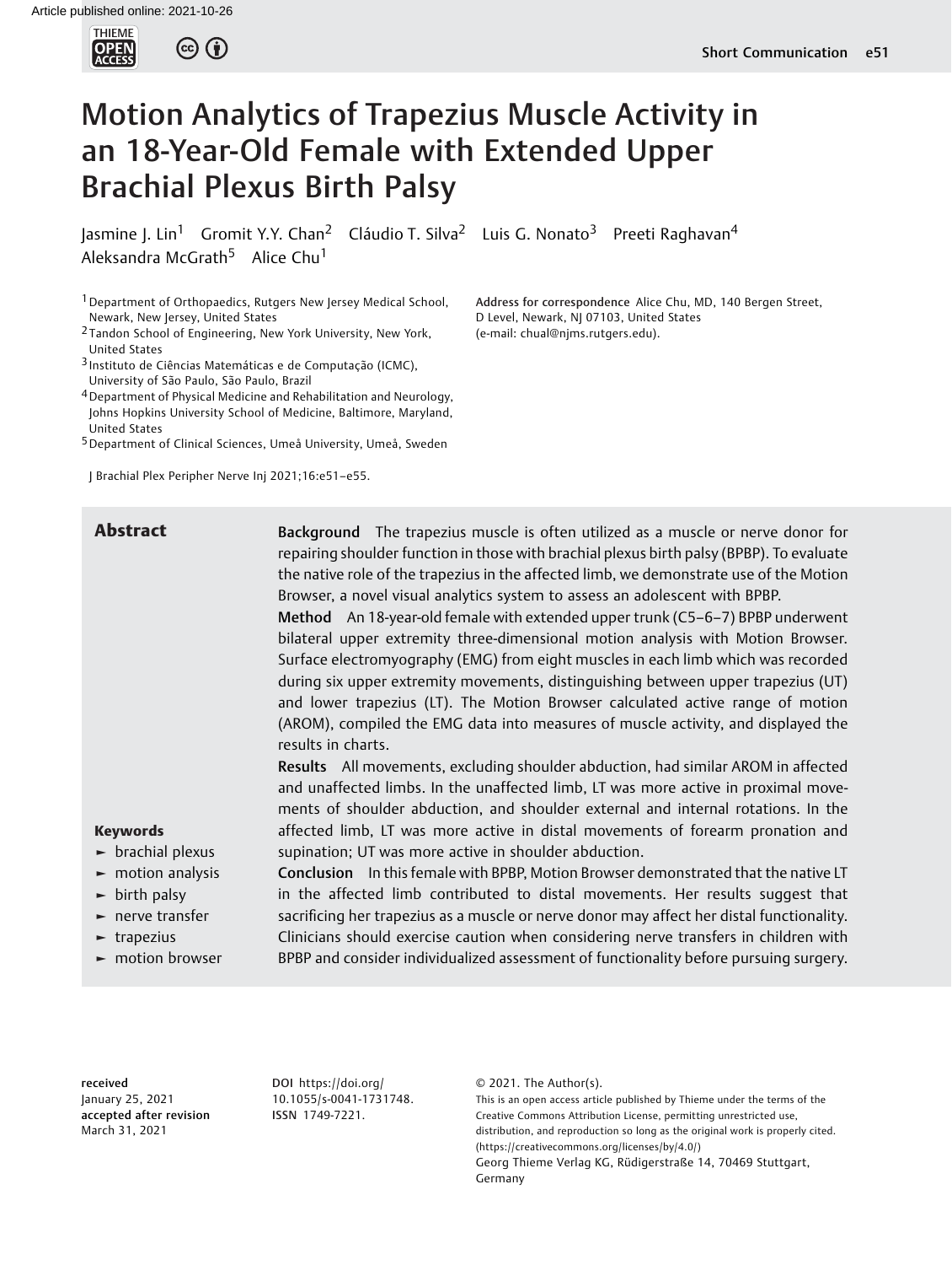# Motion Analytics of Trapezius Muscle Activity in an 18-Year-Old Female with Extended Upper Brachial Plexus Birth Palsy

Jasmine J. Lin[1] Gromit Y.Y. Chan[2] Cláudio T. Silva[2] Luis G. Nonato[3] Preeti Raghavan[4] Aleksandra McGrath[5] Alice Chu[1]

[1] Department of Orthopaedics, Rutgers New Jersey Medical School, Newark, New Jersey, United States
[2] Tandon School of Engineering, New York University, New York, United States
[3] Instituto de Ciências Matemáticas e de Computação (ICMC), University of São Paulo, São Paulo, Brazil
[4] Department of Physical Medicine and Rehabilitation and Neurology, Johns Hopkins University School of Medicine, Baltimore, Maryland, United States
[5] Department of Clinical Sciences, Umeå University, Umeå, Sweden

J Brachial Plex Peripher Nerve Inj 2021;16:e51–e55.

**Address for correspondence** Alice Chu, MD, 140 Bergen Street, D Level, Newark, NJ 07103, United States (e-mail: chual@njms.rutgers.edu).

## Abstract

**Background** The trapezius muscle is often utilized as a muscle or nerve donor for repairing shoulder function in those with brachial plexus birth palsy (BPBP). To evaluate the native role of the trapezius in the affected limb, we demonstrate use of the Motion Browser, a novel visual analytics system to assess an adolescent with BPBP.

**Method** An 18-year-old female with extended upper trunk (C5–6–7) BPBP underwent bilateral upper extremity three-dimensional motion analysis with Motion Browser. Surface electromyography (EMG) from eight muscles in each limb which was recorded during six upper extremity movements, distinguishing between upper trapezius (UT) and lower trapezius (LT). The Motion Browser calculated active range of motion (AROM), compiled the EMG data into measures of muscle activity, and displayed the results in charts.

**Results** All movements, excluding shoulder abduction, had similar AROM in affected and unaffected limbs. In the unaffected limb, LT was more active in proximal movements of shoulder abduction, and shoulder external and internal rotations. In the affected limb, LT was more active in distal movements of forearm pronation and supination; UT was more active in shoulder abduction.

**Conclusion** In this female with BPBP, Motion Browser demonstrated that the native LT in the affected limb contributed to distal movements. Her results suggest that sacrificing her trapezius as a muscle or nerve donor may affect her distal functionality. Clinicians should exercise caution when considering nerve transfers in children with BPBP and consider individualized assessment of functionality before pursuing surgery.

**Keywords**
- brachial plexus
- motion analysis
- birth palsy
- nerve transfer
- trapezius
- motion browser

**received** January 25, 2021
**accepted after revision** March 31, 2021

DOI https://doi.org/10.1055/s-0041-1731748.
ISSN 1749-7221.

© 2021. The Author(s).
This is an open access article published by Thieme under the terms of the Creative Commons Attribution License, permitting unrestricted use, distribution, and reproduction so long as the original work is properly cited. (https://creativecommons.org/licenses/by/4.0/)
Georg Thieme Verlag KG, Rüdigerstraße 14, 70469 Stuttgart, Germany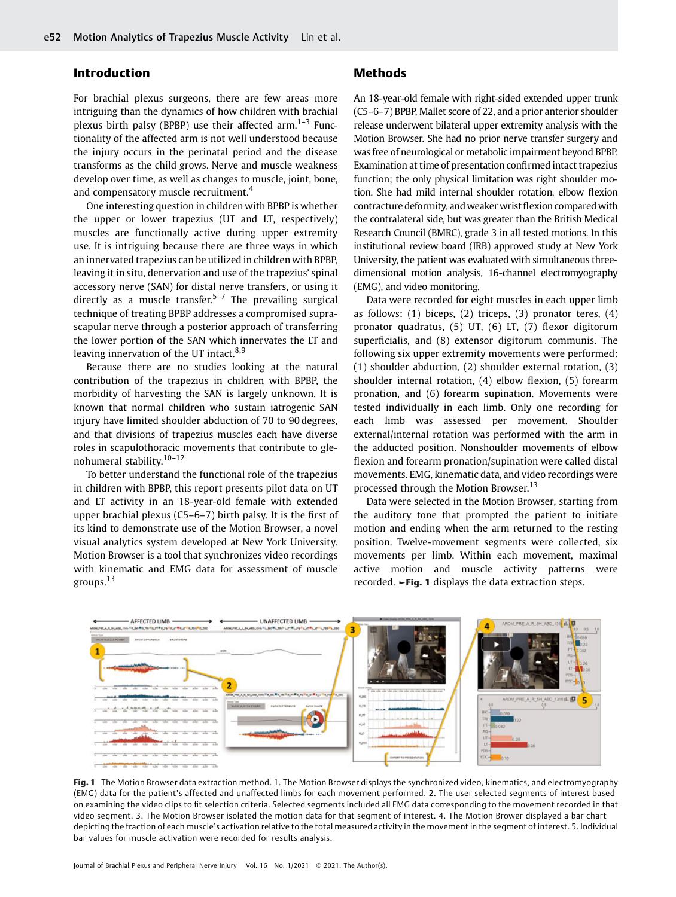## Introduction

For brachial plexus surgeons, there are few areas more intriguing than the dynamics of how children with brachial plexus birth palsy (BPBP) use their affected arm.[1–3] Functionality of the affected arm is not well understood because the injury occurs in the perinatal period and the disease transforms as the child grows. Nerve and muscle weakness develop over time, as well as changes to muscle, joint, bone, and compensatory muscle recruitment.[4]

One interesting question in children with BPBP is whether the upper or lower trapezius (UT and LT, respectively) muscles are functionally active during upper extremity use. It is intriguing because there are three ways in which an innervated trapezius can be utilized in children with BPBP, leaving it in situ, denervation and use of the trapezius' spinal accessory nerve (SAN) for distal nerve transfers, or using it directly as a muscle transfer.[5–7] The prevailing surgical technique of treating BPBP addresses a compromised suprascapular nerve through a posterior approach of transferring the lower portion of the SAN which innervates the LT and leaving innervation of the UT intact.[8,9]

Because there are no studies looking at the natural contribution of the trapezius in children with BPBP, the morbidity of harvesting the SAN is largely unknown. It is known that normal children who sustain iatrogenic SAN injury have limited shoulder abduction of 70 to 90 degrees, and that divisions of trapezius muscles each have diverse roles in scapulothoracic movements that contribute to glenohumeral stability.[10–12]

To better understand the functional role of the trapezius in children with BPBP, this report presents pilot data on UT and LT activity in an 18-year-old female with extended upper brachial plexus (C5–6–7) birth palsy. It is the first of its kind to demonstrate use of the Motion Browser, a novel visual analytics system developed at New York University. Motion Browser is a tool that synchronizes video recordings with kinematic and EMG data for assessment of muscle groups.[13]

## Methods

An 18-year-old female with right-sided extended upper trunk (C5–6–7) BPBP, Mallet score of 22, and a prior anterior shoulder release underwent bilateral upper extremity analysis with the Motion Browser. She had no prior nerve transfer surgery and was free of neurological or metabolic impairment beyond BPBP. Examination at time of presentation confirmed intact trapezius function; the only physical limitation was right shoulder motion. She had mild internal shoulder rotation, elbow flexion contracture deformity, and weaker wrist flexion compared with the contralateral side, but was greater than the British Medical Research Council (BMRC), grade 3 in all tested motions. In this institutional review board (IRB) approved study at New York University, the patient was evaluated with simultaneous three-dimensional motion analysis, 16-channel electromyography (EMG), and video monitoring.

Data were recorded for eight muscles in each upper limb as follows: (1) biceps, (2) triceps, (3) pronator teres, (4) pronator quadratus, (5) UT, (6) LT, (7) flexor digitorum superficialis, and (8) extensor digitorum communis. The following six upper extremity movements were performed: (1) shoulder abduction, (2) shoulder external rotation, (3) shoulder internal rotation, (4) elbow flexion, (5) forearm pronation, and (6) forearm supination. Movements were tested individually in each limb. Only one recording for each limb was assessed per movement. Shoulder external/internal rotation was performed with the arm in the adducted position. Nonshoulder movements of elbow flexion and forearm pronation/supination were called distal movements. EMG, kinematic data, and video recordings were processed through the Motion Browser.[13]

Data were selected in the Motion Browser, starting from the auditory tone that prompted the patient to initiate motion and ending when the arm returned to the resting position. Twelve-movement segments were collected, six movements per limb. Within each movement, maximal active motion and muscle activity patterns were recorded. ►Fig. 1 displays the data extraction steps.

**Fig. 1** The Motion Browser data extraction method. 1. The Motion Browser displays the synchronized video, kinematics, and electromyography (EMG) data for the patient's affected and unaffected limbs for each movement performed. 2. The user selected segments of interest based on examining the video clips to fit selection criteria. Selected segments included all EMG data corresponding to the movement recorded in that video segment. 3. The Motion Browser isolated the motion data for that segment of interest. 4. The Motion Brower displayed a bar chart depicting the fraction of each muscle's activation relative to the total measured activity in the movement in the segment of interest. 5. Individual bar values for muscle activation were recorded for results analysis.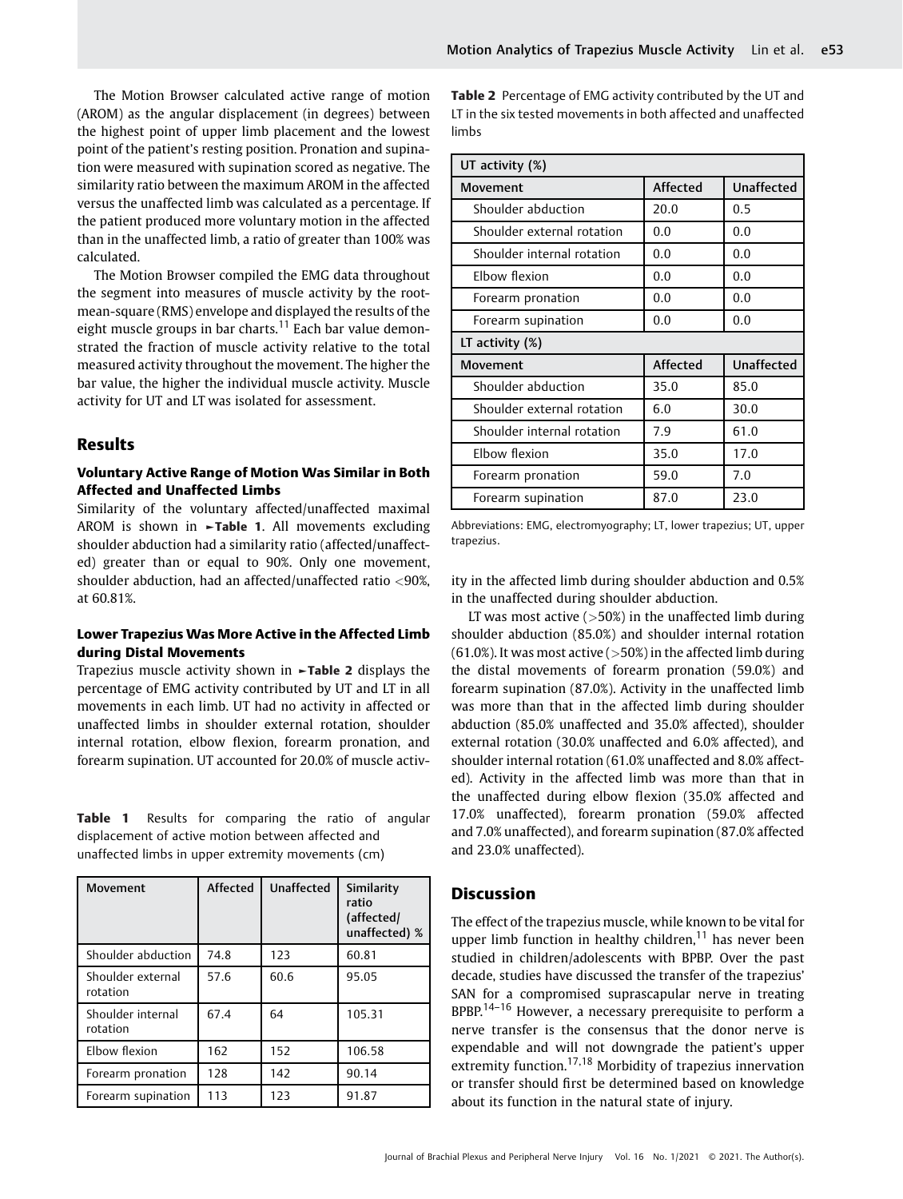The Motion Browser calculated active range of motion (AROM) as the angular displacement (in degrees) between the highest point of upper limb placement and the lowest point of the patient's resting position. Pronation and supination were measured with supination scored as negative. The similarity ratio between the maximum AROM in the affected versus the unaffected limb was calculated as a percentage. If the patient produced more voluntary motion in the affected than in the unaffected limb, a ratio of greater than 100% was calculated.

The Motion Browser compiled the EMG data throughout the segment into measures of muscle activity by the root-mean-square (RMS) envelope and displayed the results of the eight muscle groups in bar charts.[11] Each bar value demonstrated the fraction of muscle activity relative to the total measured activity throughout the movement. The higher the bar value, the higher the individual muscle activity. Muscle activity for UT and LT was isolated for assessment.

## Results

### Voluntary Active Range of Motion Was Similar in Both Affected and Unaffected Limbs

Similarity of the voluntary affected/unaffected maximal AROM is shown in ►**Table 1**. All movements excluding shoulder abduction had a similarity ratio (affected/unaffected) greater than or equal to 90%. Only one movement, shoulder abduction, had an affected/unaffected ratio <90%, at 60.81%.

### Lower Trapezius Was More Active in the Affected Limb during Distal Movements

Trapezius muscle activity shown in ►**Table 2** displays the percentage of EMG activity contributed by UT and LT in all movements in each limb. UT had no activity in affected or unaffected limbs in shoulder external rotation, shoulder internal rotation, elbow flexion, forearm pronation, and forearm supination. UT accounted for 20.0% of muscle activity in the affected limb during shoulder abduction and 0.5% in the unaffected during shoulder abduction.

LT was most active (>50%) in the unaffected limb during shoulder abduction (85.0%) and shoulder internal rotation (61.0%). It was most active (>50%) in the affected limb during the distal movements of forearm pronation (59.0%) and forearm supination (87.0%). Activity in the unaffected limb was more than that in the affected limb during shoulder abduction (85.0% unaffected and 35.0% affected), shoulder external rotation (30.0% unaffected and 6.0% affected), and shoulder internal rotation (61.0% unaffected and 8.0% affected). Activity in the affected limb was more than that in the unaffected during elbow flexion (35.0% affected and 17.0% unaffected), forearm pronation (59.0% affected and 7.0% unaffected), and forearm supination (87.0% affected and 23.0% unaffected).

**Table 1** Results for comparing the ratio of angular displacement of active motion between affected and unaffected limbs in upper extremity movements (cm)

| Movement | Affected | Unaffected | Similarity ratio (affected/unaffected) % |
|---|---|---|---|
| Shoulder abduction | 74.8 | 123 | 60.81 |
| Shoulder external rotation | 57.6 | 60.6 | 95.05 |
| Shoulder internal rotation | 67.4 | 64 | 105.31 |
| Elbow flexion | 162 | 152 | 106.58 |
| Forearm pronation | 128 | 142 | 90.14 |
| Forearm supination | 113 | 123 | 91.87 |

**Table 2** Percentage of EMG activity contributed by the UT and LT in the six tested movements in both affected and unaffected limbs

| UT activity (%) | | |
|---|---|---|
| Movement | Affected | Unaffected |
| Shoulder abduction | 20.0 | 0.5 |
| Shoulder external rotation | 0.0 | 0.0 |
| Shoulder internal rotation | 0.0 | 0.0 |
| Elbow flexion | 0.0 | 0.0 |
| Forearm pronation | 0.0 | 0.0 |
| Forearm supination | 0.0 | 0.0 |
| **LT activity (%)** | | |
| Movement | Affected | Unaffected |
| Shoulder abduction | 35.0 | 85.0 |
| Shoulder external rotation | 6.0 | 30.0 |
| Shoulder internal rotation | 7.9 | 61.0 |
| Elbow flexion | 35.0 | 17.0 |
| Forearm pronation | 59.0 | 7.0 |
| Forearm supination | 87.0 | 23.0 |

Abbreviations: EMG, electromyography; LT, lower trapezius; UT, upper trapezius.

## Discussion

The effect of the trapezius muscle, while known to be vital for upper limb function in healthy children,[11] has never been studied in children/adolescents with BPBP. Over the past decade, studies have discussed the transfer of the trapezius' SAN for a compromised suprascapular nerve in treating BPBP.[14–16] However, a necessary prerequisite to perform a nerve transfer is the consensus that the donor nerve is expendable and will not downgrade the patient's upper extremity function.[17,18] Morbidity of trapezius innervation or transfer should first be determined based on knowledge about its function in the natural state of injury.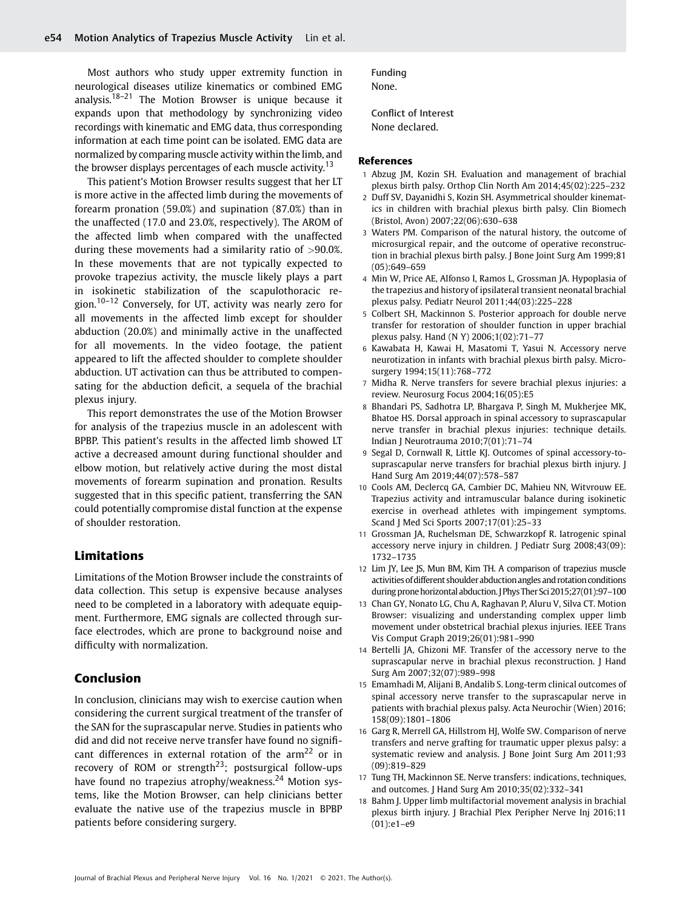Most authors who study upper extremity function in neurological diseases utilize kinematics or combined EMG analysis.[18–21] The Motion Browser is unique because it expands upon that methodology by synchronizing video recordings with kinematic and EMG data, thus corresponding information at each time point can be isolated. EMG data are normalized by comparing muscle activity within the limb, and the browser displays percentages of each muscle activity.[13]

This patient's Motion Browser results suggest that her LT is more active in the affected limb during the movements of forearm pronation (59.0%) and supination (87.0%) than in the unaffected (17.0 and 23.0%, respectively). The AROM of the affected limb when compared with the unaffected during these movements had a similarity ratio of >90.0%. In these movements that are not typically expected to provoke trapezius activity, the muscle likely plays a part in isokinetic stabilization of the scapulothoracic region.[10–12] Conversely, for UT, activity was nearly zero for all movements in the affected limb except for shoulder abduction (20.0%) and minimally active in the unaffected for all movements. In the video footage, the patient appeared to lift the affected shoulder to complete shoulder abduction. UT activation can thus be attributed to compensating for the abduction deficit, a sequela of the brachial plexus injury.

This report demonstrates the use of the Motion Browser for analysis of the trapezius muscle in an adolescent with BPBP. This patient's results in the affected limb showed LT active a decreased amount during functional shoulder and elbow motion, but relatively active during the most distal movements of forearm supination and pronation. Results suggested that in this specific patient, transferring the SAN could potentially compromise distal function at the expense of shoulder restoration.

## Limitations

Limitations of the Motion Browser include the constraints of data collection. This setup is expensive because analyses need to be completed in a laboratory with adequate equipment. Furthermore, EMG signals are collected through surface electrodes, which are prone to background noise and difficulty with normalization.

## Conclusion

In conclusion, clinicians may wish to exercise caution when considering the current surgical treatment of the transfer of the SAN for the suprascapular nerve. Studies in patients who did and did not receive nerve transfer have found no significant differences in external rotation of the arm[22] or in recovery of ROM or strength[23]; postsurgical follow-ups have found no trapezius atrophy/weakness.[24] Motion systems, like the Motion Browser, can help clinicians better evaluate the native use of the trapezius muscle in BPBP patients before considering surgery.

**Funding**
None.

**Conflict of Interest**
None declared.

## References

1 Abzug JM, Kozin SH. Evaluation and management of brachial plexus birth palsy. Orthop Clin North Am 2014;45(02):225–232

2 Duff SV, Dayanidhi S, Kozin SH. Asymmetrical shoulder kinematics in children with brachial plexus birth palsy. Clin Biomech (Bristol, Avon) 2007;22(06):630–638

3 Waters PM. Comparison of the natural history, the outcome of microsurgical repair, and the outcome of operative reconstruction in brachial plexus birth palsy. J Bone Joint Surg Am 1999;81 (05):649–659

4 Min W, Price AE, Alfonso I, Ramos L, Grossman JA. Hypoplasia of the trapezius and history of ipsilateral transient neonatal brachial plexus palsy. Pediatr Neurol 2011;44(03):225–228

5 Colbert SH, Mackinnon S. Posterior approach for double nerve transfer for restoration of shoulder function in upper brachial plexus palsy. Hand (N Y) 2006;1(02):71–77

6 Kawabata H, Kawai H, Masatomi T, Yasui N. Accessory nerve neurotization in infants with brachial plexus birth palsy. Microsurgery 1994;15(11):768–772

7 Midha R. Nerve transfers for severe brachial plexus injuries: a review. Neurosurg Focus 2004;16(05):E5

8 Bhandari PS, Sadhotra LP, Bhargava P, Singh M, Mukherjee MK, Bhatoe HS. Dorsal approach in spinal accessory to suprascapular nerve transfer in brachial plexus injuries: technique details. Indian J Neurotrauma 2010;7(01):71–74

9 Segal D, Cornwall R, Little KJ. Outcomes of spinal accessory-to-suprascapular nerve transfers for brachial plexus birth injury. J Hand Surg Am 2019;44(07):578–587

10 Cools AM, Declercq GA, Cambier DC, Mahieu NN, Witvrouw EE. Trapezius activity and intramuscular balance during isokinetic exercise in overhead athletes with impingement symptoms. Scand J Med Sci Sports 2007;17(01):25–33

11 Grossman JA, Ruchelsman DE, Schwarzkopf R. Iatrogenic spinal accessory nerve injury in children. J Pediatr Surg 2008;43(09): 1732–1735

12 Lim JY, Lee JS, Mun BM, Kim TH. A comparison of trapezius muscle activities of different shoulder abduction angles and rotation conditions during prone horizontal abduction. J Phys Ther Sci 2015;27(01):97–100

13 Chan GY, Nonato LG, Chu A, Raghavan P, Aluru V, Silva CT. Motion Browser: visualizing and understanding complex upper limb movement under obstetrical brachial plexus injuries. IEEE Trans Vis Comput Graph 2019;26(01):981–990

14 Bertelli JA, Ghizoni MF. Transfer of the accessory nerve to the suprascapular nerve in brachial plexus reconstruction. J Hand Surg Am 2007;32(07):989–998

15 Emamhadi M, Alijani B, Andalib S. Long-term clinical outcomes of spinal accessory nerve transfer to the suprascapular nerve in patients with brachial plexus palsy. Acta Neurochir (Wien) 2016; 158(09):1801–1806

16 Garg R, Merrell GA, Hillstrom HJ, Wolfe SW. Comparison of nerve transfers and nerve grafting for traumatic upper plexus palsy: a systematic review and analysis. J Bone Joint Surg Am 2011;93 (09):819–829

17 Tung TH, Mackinnon SE. Nerve transfers: indications, techniques, and outcomes. J Hand Surg Am 2010;35(02):332–341

18 Bahm J. Upper limb multifactorial movement analysis in brachial plexus birth injury. J Brachial Plex Peripher Nerve Inj 2016;11 (01):e1–e9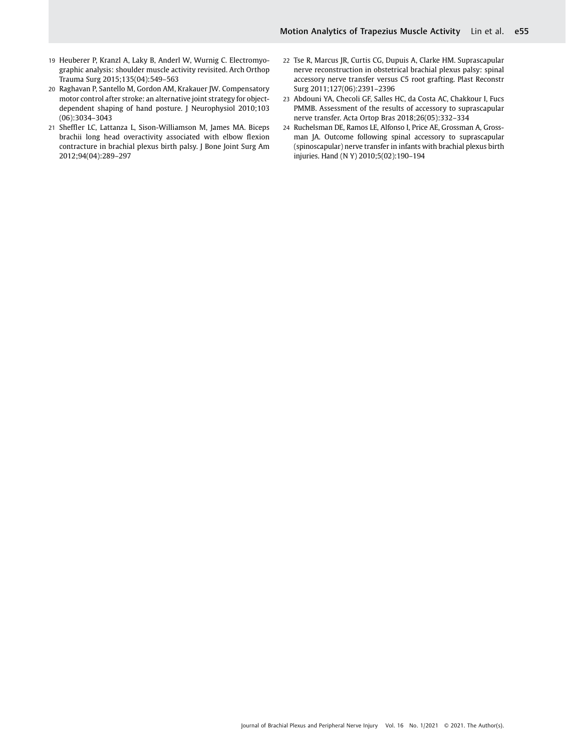19 Heuberer P, Kranzl A, Laky B, Anderl W, Wurnig C. Electromyographic analysis: shoulder muscle activity revisited. Arch Orthop Trauma Surg 2015;135(04):549–563

20 Raghavan P, Santello M, Gordon AM, Krakauer JW. Compensatory motor control after stroke: an alternative joint strategy for object-dependent shaping of hand posture. J Neurophysiol 2010;103(06):3034–3043

21 Sheffler LC, Lattanza L, Sison-Williamson M, James MA. Biceps brachii long head overactivity associated with elbow flexion contracture in brachial plexus birth palsy. J Bone Joint Surg Am 2012;94(04):289–297

22 Tse R, Marcus JR, Curtis CG, Dupuis A, Clarke HM. Suprascapular nerve reconstruction in obstetrical brachial plexus palsy: spinal accessory nerve transfer versus C5 root grafting. Plast Reconstr Surg 2011;127(06):2391–2396

23 Abdouni YA, Checoli GF, Salles HC, da Costa AC, Chakkour I, Fucs PMMB. Assessment of the results of accessory to suprascapular nerve transfer. Acta Ortop Bras 2018;26(05):332–334

24 Ruchelsman DE, Ramos LE, Alfonso I, Price AE, Grossman A, Grossman JA. Outcome following spinal accessory to suprascapular (spinoscapular) nerve transfer in infants with brachial plexus birth injuries. Hand (N Y) 2010;5(02):190–194